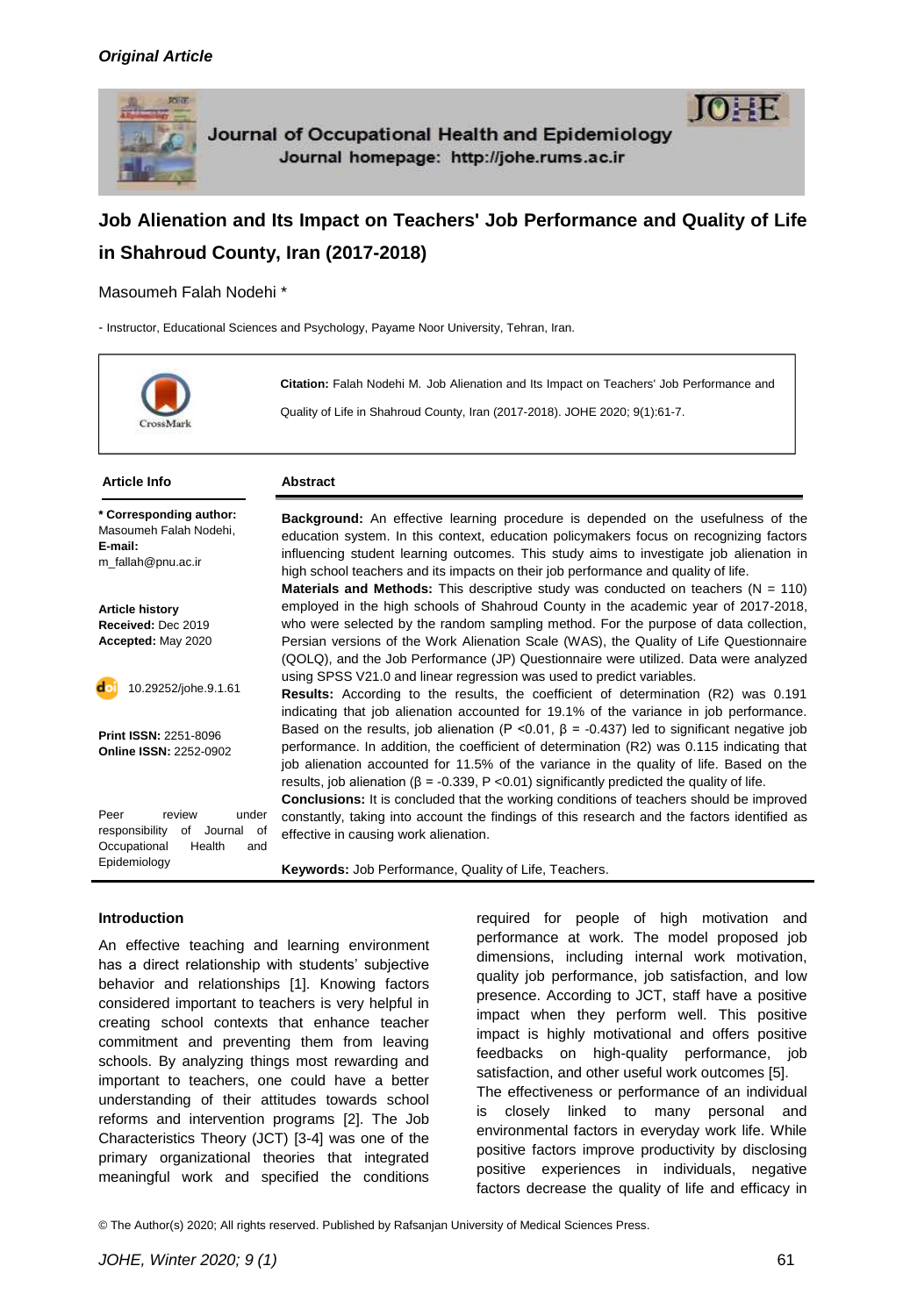*Original Article*

# Job Alienation and Its Impact on Teachers' Job Performance and Quality of Life in Shahroud County, Iran (2017-2018)

Masoumeh Falah Nodehi *

- Instructor, Educational Sciences and Psychology, Payame Noor University, Tehran, Iran.

**Citation:** Falah Nodehi M. Job Alienation and Its Impact on Teachers' Job Performance and Quality of Life in Shahroud County, Iran (2017-2018). JOHE 2020; 9(1):61-7.

**Article Info**

**\* Corresponding author:** Masoumeh Falah Nodehi, **E-mail:** m_fallah@pnu.ac.ir

**Article history**
**Received:** Dec 2019
**Accepted:** May 2020

10.29252/johe.9.1.61

**Print ISSN:** 2251-8096
**Online ISSN:** 2252-0902

Peer review under responsibility of Journal of Occupational Health and Epidemiology

## Abstract

**Background:** An effective learning procedure is depended on the usefulness of the education system. In this context, education policymakers focus on recognizing factors influencing student learning outcomes. This study aims to investigate job alienation in high school teachers and its impacts on their job performance and quality of life.

**Materials and Methods:** This descriptive study was conducted on teachers (N = 110) employed in the high schools of Shahroud County in the academic year of 2017-2018, who were selected by the random sampling method. For the purpose of data collection, Persian versions of the Work Alienation Scale (WAS), the Quality of Life Questionnaire (QOLQ), and the Job Performance (JP) Questionnaire were utilized. Data were analyzed using SPSS V21.0 and linear regression was used to predict variables.

**Results:** According to the results, the coefficient of determination (R2) was 0.191 indicating that job alienation accounted for 19.1% of the variance in job performance. Based on the results, job alienation ($P < 0.01$, $\beta = -0.437$) led to significant negative job performance. In addition, the coefficient of determination (R2) was 0.115 indicating that job alienation accounted for 11.5% of the variance in the quality of life. Based on the results, job alienation ($\beta = -0.339$, $P < 0.01$) significantly predicted the quality of life.

**Conclusions:** It is concluded that the working conditions of teachers should be improved constantly, taking into account the findings of this research and the factors identified as effective in causing work alienation.

**Keywords:** Job Performance, Quality of Life, Teachers.

## Introduction

An effective teaching and learning environment has a direct relationship with students' subjective behavior and relationships [1]. Knowing factors considered important to teachers is very helpful in creating school contexts that enhance teacher commitment and preventing them from leaving schools. By analyzing things most rewarding and important to teachers, one could have a better understanding of their attitudes towards school reforms and intervention programs [2]. The Job Characteristics Theory (JCT) [3-4] was one of the primary organizational theories that integrated meaningful work and specified the conditions required for people of high motivation and performance at work. The model proposed job dimensions, including internal work motivation, quality job performance, job satisfaction, and low presence. According to JCT, staff have a positive impact when they perform well. This positive impact is highly motivational and offers positive feedbacks on high-quality performance, job satisfaction, and other useful work outcomes [5].

The effectiveness or performance of an individual is closely linked to many personal and environmental factors in everyday work life. While positive factors improve productivity by disclosing positive experiences in individuals, negative factors decrease the quality of life and efficacy in

© The Author(s) 2020; All rights reserved. Published by Rafsanjan University of Medical Sciences Press.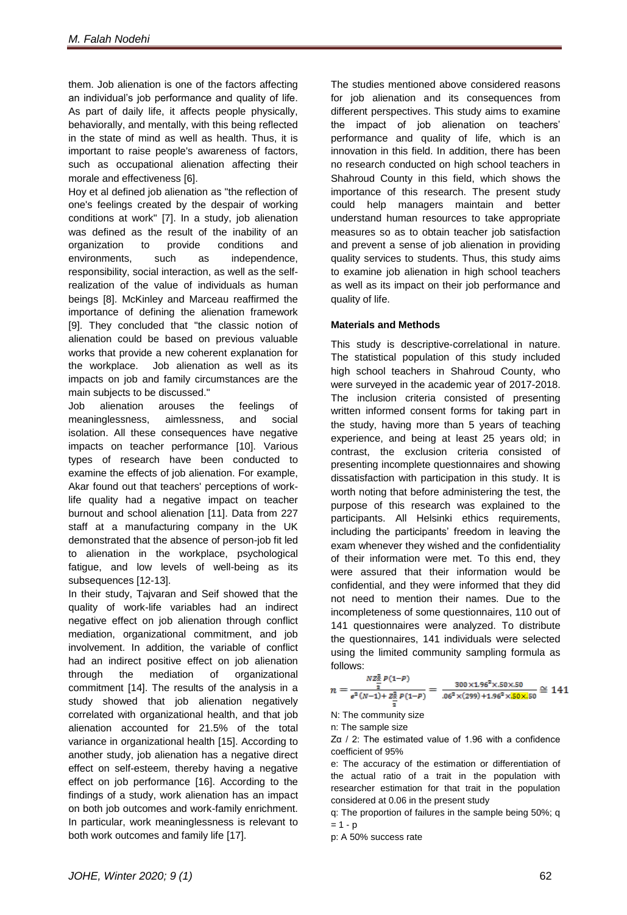them. Job alienation is one of the factors affecting an individual's job performance and quality of life. As part of daily life, it affects people physically, behaviorally, and mentally, with this being reflected in the state of mind as well as health. Thus, it is important to raise people's awareness of factors, such as occupational alienation affecting their morale and effectiveness [6].

Hoy et al defined job alienation as "the reflection of one's feelings created by the despair of working conditions at work" [7]. In a study, job alienation was defined as the result of the inability of an organization to provide conditions and environments, such as independence, responsibility, social interaction, as well as the self-realization of the value of individuals as human beings [8]. McKinley and Marceau reaffirmed the importance of defining the alienation framework [9]. They concluded that "the classic notion of alienation could be based on previous valuable works that provide a new coherent explanation for the workplace. Job alienation as well as its impacts on job and family circumstances are the main subjects to be discussed."

Job alienation arouses the feelings of meaninglessness, aimlessness, and social isolation. All these consequences have negative impacts on teacher performance [10]. Various types of research have been conducted to examine the effects of job alienation. For example, Akar found out that teachers' perceptions of work-life quality had a negative impact on teacher burnout and school alienation [11]. Data from 227 staff at a manufacturing company in the UK demonstrated that the absence of person-job fit led to alienation in the workplace, psychological fatigue, and low levels of well-being as its subsequences [12-13].

In their study, Tajvaran and Seif showed that the quality of work-life variables had an indirect negative effect on job alienation through conflict mediation, organizational commitment, and job involvement. In addition, the variable of conflict had an indirect positive effect on job alienation through the mediation of organizational commitment [14]. The results of the analysis in a study showed that job alienation negatively correlated with organizational health, and that job alienation accounted for 21.5% of the total variance in organizational health [15]. According to another study, job alienation has a negative direct effect on self-esteem, thereby having a negative effect on job performance [16]. According to the findings of a study, work alienation has an impact on both job outcomes and work-family enrichment. In particular, work meaninglessness is relevant to both work outcomes and family life [17].

The studies mentioned above considered reasons for job alienation and its consequences from different perspectives. This study aims to examine the impact of job alienation on teachers' performance and quality of life, which is an innovation in this field. In addition, there has been no research conducted on high school teachers in Shahroud County in this field, which shows the importance of this research. The present study could help managers maintain and better understand human resources to take appropriate measures so as to obtain teacher job satisfaction and prevent a sense of job alienation in providing quality services to students. Thus, this study aims to examine job alienation in high school teachers as well as its impact on their job performance and quality of life.

**Materials and Methods**

This study is descriptive-correlational in nature. The statistical population of this study included high school teachers in Shahroud County, who were surveyed in the academic year of 2017-2018. The inclusion criteria consisted of presenting written informed consent forms for taking part in the study, having more than 5 years of teaching experience, and being at least 25 years old; in contrast, the exclusion criteria consisted of presenting incomplete questionnaires and showing dissatisfaction with participation in this study. It is worth noting that before administering the test, the purpose of this research was explained to the participants. All Helsinki ethics requirements, including the participants' freedom in leaving the exam whenever they wished and the confidentiality of their information were met. To this end, they were assured that their information would be confidential, and they were informed that they did not need to mention their names. Due to the incompleteness of some questionnaires, 110 out of 141 questionnaires were analyzed. To distribute the questionnaires, 141 individuals were selected using the limited community sampling formula as follows:

$$n = \frac{N Z_{\frac{\alpha}{2}}^{2} P(1-P)}{e^{2}(N-1) + Z_{\frac{\alpha}{2}}^{2} P(1-P)} = \frac{300 \times 1.96^{2} \times .50 \times .50}{.06^{2} \times (299) + 1.96^{2} \times .50 \times .50} \cong 141$$

N: The community size

n: The sample size

$Z\alpha$ / 2: The estimated value of 1.96 with a confidence coefficient of 95%

e: The accuracy of the estimation or differentiation of the actual ratio of a trait in the population with researcher estimation for that trait in the population considered at 0.06 in the present study

q: The proportion of failures in the sample being 50%; q = 1 - p

p: A 50% success rate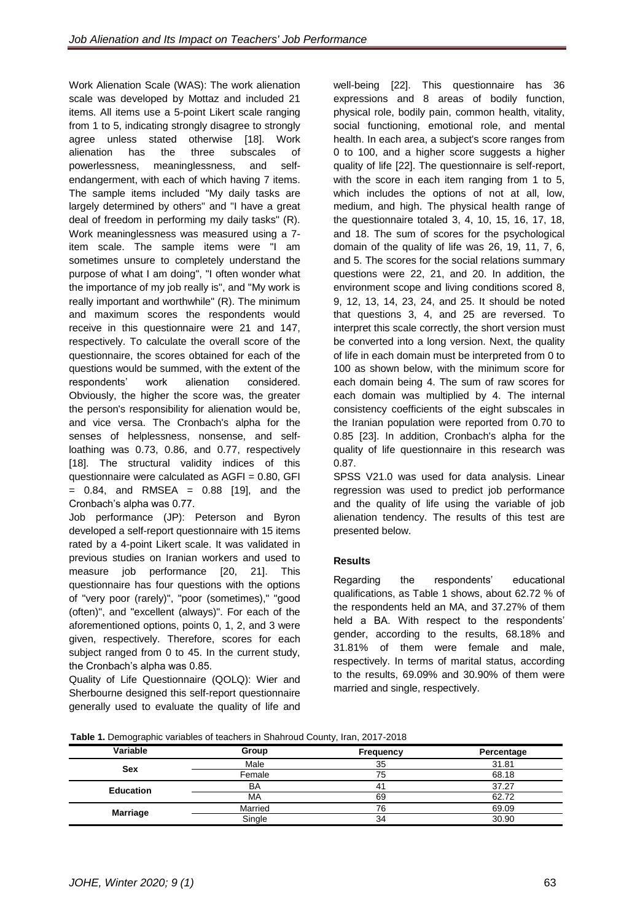Work Alienation Scale (WAS): The work alienation scale was developed by Mottaz and included 21 items. All items use a 5-point Likert scale ranging from 1 to 5, indicating strongly disagree to strongly agree unless stated otherwise [18]. Work alienation has the three subscales of powerlessness, meaninglessness, and self-endangerment, with each of which having 7 items. The sample items included "My daily tasks are largely determined by others" and "I have a great deal of freedom in performing my daily tasks" (R). Work meaninglessness was measured using a 7-item scale. The sample items were "I am sometimes unsure to completely understand the purpose of what I am doing", "I often wonder what the importance of my job really is", and "My work is really important and worthwhile" (R). The minimum and maximum scores the respondents would receive in this questionnaire were 21 and 147, respectively. To calculate the overall score of the questionnaire, the scores obtained for each of the questions would be summed, with the extent of the respondents' work alienation considered. Obviously, the higher the score was, the greater the person's responsibility for alienation would be, and vice versa. The Cronbach's alpha for the senses of helplessness, nonsense, and self-loathing was 0.73, 0.86, and 0.77, respectively [18]. The structural validity indices of this questionnaire were calculated as AGFI = 0.80, GFI = 0.84, and RMSEA = 0.88 [19], and the Cronbach's alpha was 0.77.

Job performance (JP): Peterson and Byron developed a self-report questionnaire with 15 items rated by a 4-point Likert scale. It was validated in previous studies on Iranian workers and used to measure job performance [20, 21]. This questionnaire has four questions with the options of "very poor (rarely)", "poor (sometimes)," "good (often)", and "excellent (always)". For each of the aforementioned options, points 0, 1, 2, and 3 were given, respectively. Therefore, scores for each subject ranged from 0 to 45. In the current study, the Cronbach's alpha was 0.85.

Quality of Life Questionnaire (QOLQ): Wier and Sherbourne designed this self-report questionnaire generally used to evaluate the quality of life and well-being [22]. This questionnaire has 36 expressions and 8 areas of bodily function, physical role, bodily pain, common health, vitality, social functioning, emotional role, and mental health. In each area, a subject's score ranges from 0 to 100, and a higher score suggests a higher quality of life [22]. The questionnaire is self-report, with the score in each item ranging from 1 to 5, which includes the options of not at all, low, medium, and high. The physical health range of the questionnaire totaled 3, 4, 10, 15, 16, 17, 18, and 18. The sum of scores for the psychological domain of the quality of life was 26, 19, 11, 7, 6, and 5. The scores for the social relations summary questions were 22, 21, and 20. In addition, the environment scope and living conditions scored 8, 9, 12, 13, 14, 23, 24, and 25. It should be noted that questions 3, 4, and 25 are reversed. To interpret this scale correctly, the short version must be converted into a long version. Next, the quality of life in each domain must be interpreted from 0 to 100 as shown below, with the minimum score for each domain being 4. The sum of raw scores for each domain was multiplied by 4. The internal consistency coefficients of the eight subscales in the Iranian population were reported from 0.70 to 0.85 [23]. In addition, Cronbach's alpha for the quality of life questionnaire in this research was 0.87.

SPSS V21.0 was used for data analysis. Linear regression was used to predict job performance and the quality of life using the variable of job alienation tendency. The results of this test are presented below.

## Results

Regarding the respondents' educational qualifications, as Table 1 shows, about 62.72 % of the respondents held an MA, and 37.27% of them held a BA. With respect to the respondents' gender, according to the results, 68.18% and 31.81% of them were female and male, respectively. In terms of marital status, according to the results, 69.09% and 30.90% of them were married and single, respectively.

**Table 1.** Demographic variables of teachers in Shahroud County, Iran, 2017-2018

| Variable | Group | Frequency | Percentage |
|---|---|---|---|
| **Sex** | Male | 35 | 31.81 |
| | Female | 75 | 68.18 |
| **Education** | BA | 41 | 37.27 |
| | MA | 69 | 62.72 |
| **Marriage** | Married | 76 | 69.09 |
| | Single | 34 | 30.90 |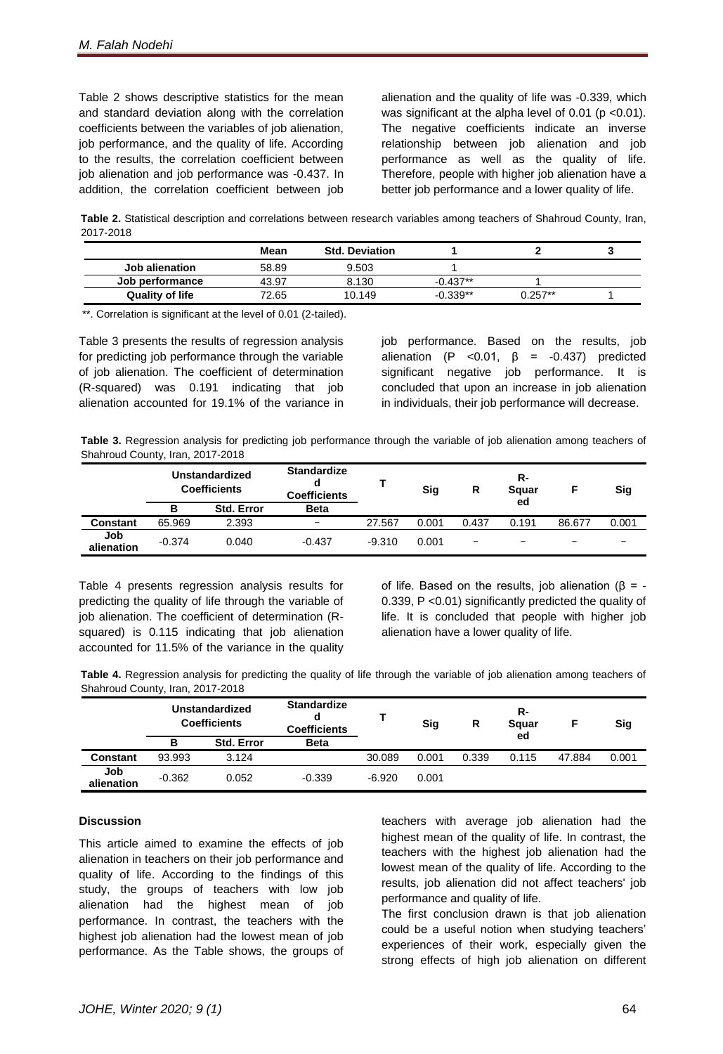Table 2 shows descriptive statistics for the mean and standard deviation along with the correlation coefficients between the variables of job alienation, job performance, and the quality of life. According to the results, the correlation coefficient between job alienation and job performance was -0.437. In addition, the correlation coefficient between job alienation and the quality of life was -0.339, which was significant at the alpha level of 0.01 ($p < 0.01$). The negative coefficients indicate an inverse relationship between job alienation and job performance as well as the quality of life. Therefore, people with higher job alienation have a better job performance and a lower quality of life.

**Table 2.** Statistical description and correlations between research variables among teachers of Shahroud County, Iran, 2017-2018

| | Mean | Std. Deviation | 1 | 2 | 3 |
|---|---|---|---|---|---|
| **Job alienation** | 58.89 | 9.503 | 1 | | |
| **Job performance** | 43.97 | 8.130 | -0.437** | 1 | |
| **Quality of life** | 72.65 | 10.149 | -0.339** | 0.257** | 1 |

**. Correlation is significant at the level of 0.01 (2-tailed).

Table 3 presents the results of regression analysis for predicting job performance through the variable of job alienation. The coefficient of determination (R-squared) was 0.191 indicating that job alienation accounted for 19.1% of the variance in job performance. Based on the results, job alienation ($P < 0.01$, $\beta = -0.437$) predicted significant negative job performance. It is concluded that upon an increase in job alienation in individuals, their job performance will decrease.

**Table 3.** Regression analysis for predicting job performance through the variable of job alienation among teachers of Shahroud County, Iran, 2017-2018

| | Unstandardized Coefficients | | Standardized Coefficients | T | Sig | R | R-Squared | F | Sig |
|---|---|---|---|---|---|---|---|---|---|
| | B | Std. Error | Beta | | | | | | |
| **Constant** | 65.969 | 2.393 | − | 27.567 | 0.001 | 0.437 | 0.191 | 86.677 | 0.001 |
| **Job alienation** | -0.374 | 0.040 | -0.437 | -9.310 | 0.001 | − | − | − | − |

Table 4 presents regression analysis results for predicting the quality of life through the variable of job alienation. The coefficient of determination (R-squared) is 0.115 indicating that job alienation accounted for 11.5% of the variance in the quality of life. Based on the results, job alienation ($\beta = -0.339$, $P < 0.01$) significantly predicted the quality of life. It is concluded that people with higher job alienation have a lower quality of life.

**Table 4.** Regression analysis for predicting the quality of life through the variable of job alienation among teachers of Shahroud County, Iran, 2017-2018

| | Unstandardized Coefficients | | Standardized Coefficients | T | Sig | R | R-Squared | F | Sig |
|---|---|---|---|---|---|---|---|---|---|
| | B | Std. Error | Beta | | | | | | |
| **Constant** | 93.993 | 3.124 | | 30.089 | 0.001 | 0.339 | 0.115 | 47.884 | 0.001 |
| **Job alienation** | -0.362 | 0.052 | -0.339 | -6.920 | 0.001 | | | | |

#### Discussion

This article aimed to examine the effects of job alienation in teachers on their job performance and quality of life. According to the findings of this study, the groups of teachers with low job alienation had the highest mean of job performance. In contrast, the teachers with the highest job alienation had the lowest mean of job performance. As the Table shows, the groups of teachers with average job alienation had the highest mean of the quality of life. In contrast, the teachers with the highest job alienation had the lowest mean of the quality of life. According to the results, job alienation did not affect teachers' job performance and quality of life.

The first conclusion drawn is that job alienation could be a useful notion when studying teachers' experiences of their work, especially given the strong effects of high job alienation on different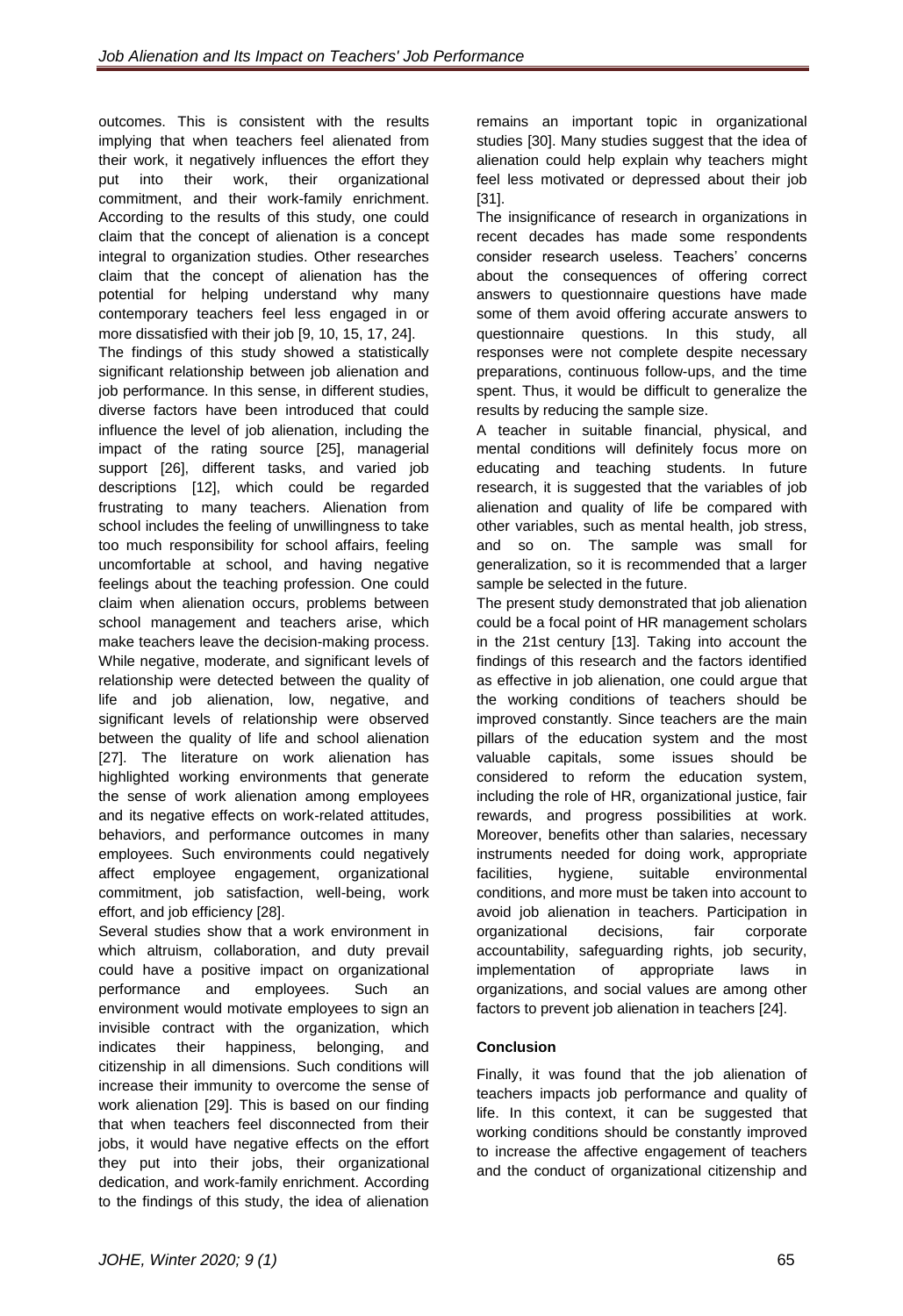outcomes. This is consistent with the results implying that when teachers feel alienated from their work, it negatively influences the effort they put into their work, their organizational commitment, and their work-family enrichment. According to the results of this study, one could claim that the concept of alienation is a concept integral to organization studies. Other researches claim that the concept of alienation has the potential for helping understand why many contemporary teachers feel less engaged in or more dissatisfied with their job [9, 10, 15, 17, 24].

The findings of this study showed a statistically significant relationship between job alienation and job performance. In this sense, in different studies, diverse factors have been introduced that could influence the level of job alienation, including the impact of the rating source [25], managerial support [26], different tasks, and varied job descriptions [12], which could be regarded frustrating to many teachers. Alienation from school includes the feeling of unwillingness to take too much responsibility for school affairs, feeling uncomfortable at school, and having negative feelings about the teaching profession. One could claim when alienation occurs, problems between school management and teachers arise, which make teachers leave the decision-making process. While negative, moderate, and significant levels of relationship were detected between the quality of life and job alienation, low, negative, and significant levels of relationship were observed between the quality of life and school alienation [27]. The literature on work alienation has highlighted working environments that generate the sense of work alienation among employees and its negative effects on work-related attitudes, behaviors, and performance outcomes in many employees. Such environments could negatively affect employee engagement, organizational commitment, job satisfaction, well-being, work effort, and job efficiency [28].

Several studies show that a work environment in which altruism, collaboration, and duty prevail could have a positive impact on organizational performance and employees. Such an environment would motivate employees to sign an invisible contract with the organization, which indicates their happiness, belonging, and citizenship in all dimensions. Such conditions will increase their immunity to overcome the sense of work alienation [29]. This is based on our finding that when teachers feel disconnected from their jobs, it would have negative effects on the effort they put into their jobs, their organizational dedication, and work-family enrichment. According to the findings of this study, the idea of alienation remains an important topic in organizational studies [30]. Many studies suggest that the idea of alienation could help explain why teachers might feel less motivated or depressed about their job [31].

The insignificance of research in organizations in recent decades has made some respondents consider research useless. Teachers' concerns about the consequences of offering correct answers to questionnaire questions have made some of them avoid offering accurate answers to questionnaire questions. In this study, all responses were not complete despite necessary preparations, continuous follow-ups, and the time spent. Thus, it would be difficult to generalize the results by reducing the sample size.

A teacher in suitable financial, physical, and mental conditions will definitely focus more on educating and teaching students. In future research, it is suggested that the variables of job alienation and quality of life be compared with other variables, such as mental health, job stress, and so on. The sample was small for generalization, so it is recommended that a larger sample be selected in the future.

The present study demonstrated that job alienation could be a focal point of HR management scholars in the 21st century [13]. Taking into account the findings of this research and the factors identified as effective in job alienation, one could argue that the working conditions of teachers should be improved constantly. Since teachers are the main pillars of the education system and the most valuable capitals, some issues should be considered to reform the education system, including the role of HR, organizational justice, fair rewards, and progress possibilities at work. Moreover, benefits other than salaries, necessary instruments needed for doing work, appropriate facilities, hygiene, suitable environmental conditions, and more must be taken into account to avoid job alienation in teachers. Participation in organizational decisions, fair corporate accountability, safeguarding rights, job security, implementation of appropriate laws in organizations, and social values are among other factors to prevent job alienation in teachers [24].

## Conclusion

Finally, it was found that the job alienation of teachers impacts job performance and quality of life. In this context, it can be suggested that working conditions should be constantly improved to increase the affective engagement of teachers and the conduct of organizational citizenship and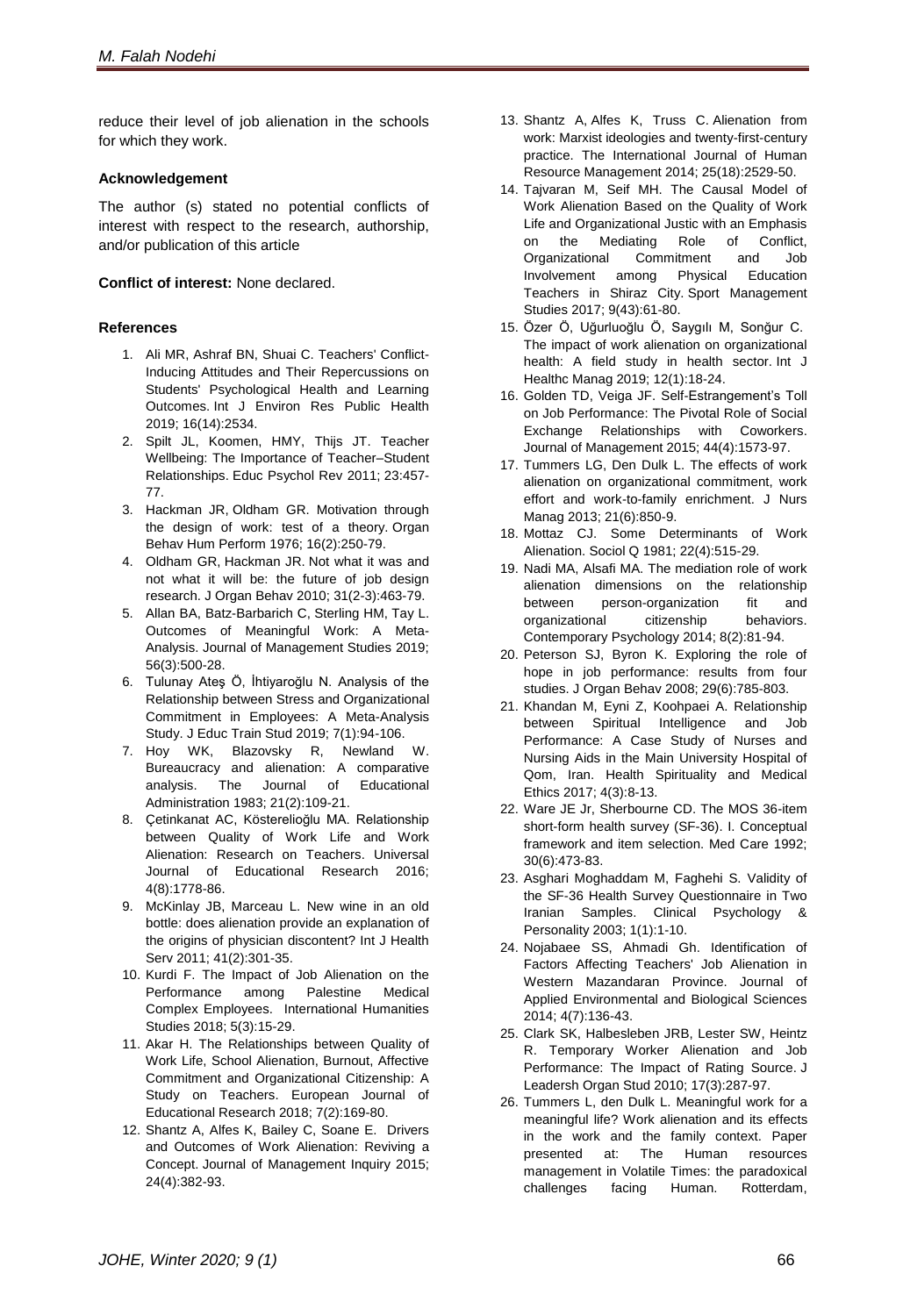reduce their level of job alienation in the schools for which they work.

**Acknowledgement**

The author (s) stated no potential conflicts of interest with respect to the research, authorship, and/or publication of this article

**Conflict of interest:** None declared.

**References**

1. Ali MR, Ashraf BN, Shuai C. Teachers' Conflict-Inducing Attitudes and Their Repercussions on Students' Psychological Health and Learning Outcomes. Int J Environ Res Public Health 2019; 16(14):2534.
2. Spilt JL, Koomen, HMY, Thijs JT. Teacher Wellbeing: The Importance of Teacher–Student Relationships. Educ Psychol Rev 2011; 23:457-77.
3. Hackman JR, Oldham GR. Motivation through the design of work: test of a theory. Organ Behav Hum Perform 1976; 16(2):250-79.
4. Oldham GR, Hackman JR. Not what it was and not what it will be: the future of job design research. J Organ Behav 2010; 31(2-3):463-79.
5. Allan BA, Batz-Barbarich C, Sterling HM, Tay L. Outcomes of Meaningful Work: A Meta-Analysis. Journal of Management Studies 2019; 56(3):500-28.
6. Tulunay Ateş Ö, İhtiyaroğlu N. Analysis of the Relationship between Stress and Organizational Commitment in Employees: A Meta-Analysis Study. J Educ Train Stud 2019; 7(1):94-106.
7. Hoy WK, Blazovsky R, Newland W. Bureaucracy and alienation: A comparative analysis. The Journal of Educational Administration 1983; 21(2):109-21.
8. Çetinkanat AC, Kösterelioğlu MA. Relationship between Quality of Work Life and Work Alienation: Research on Teachers. Universal Journal of Educational Research 2016; 4(8):1778-86.
9. McKinlay JB, Marceau L. New wine in an old bottle: does alienation provide an explanation of the origins of physician discontent? Int J Health Serv 2011; 41(2):301-35.
10. Kurdi F. The Impact of Job Alienation on the Performance among Palestine Medical Complex Employees. International Humanities Studies 2018; 5(3):15-29.
11. Akar H. The Relationships between Quality of Work Life, School Alienation, Burnout, Affective Commitment and Organizational Citizenship: A Study on Teachers. European Journal of Educational Research 2018; 7(2):169-80.
12. Shantz A, Alfes K, Bailey C, Soane E. Drivers and Outcomes of Work Alienation: Reviving a Concept. Journal of Management Inquiry 2015; 24(4):382-93.
13. Shantz A, Alfes K, Truss C. Alienation from work: Marxist ideologies and twenty-first-century practice. The International Journal of Human Resource Management 2014; 25(18):2529-50.
14. Tajvaran M, Seif MH. The Causal Model of Work Alienation Based on the Quality of Work Life and Organizational Justic with an Emphasis on the Mediating Role of Conflict, Organizational Commitment and Job Involvement among Physical Education Teachers in Shiraz City. Sport Management Studies 2017; 9(43):61-80.
15. Özer Ö, Uğurluoğlu Ö, Saygılı M, Sonğur C. The impact of work alienation on organizational health: A field study in health sector. Int J Healthc Manag 2019; 12(1):18-24.
16. Golden TD, Veiga JF. Self-Estrangement's Toll on Job Performance: The Pivotal Role of Social Exchange Relationships with Coworkers. Journal of Management 2015; 44(4):1573-97.
17. Tummers LG, Den Dulk L. The effects of work alienation on organizational commitment, work effort and work-to-family enrichment. J Nurs Manag 2013; 21(6):850-9.
18. Mottaz CJ. Some Determinants of Work Alienation. Sociol Q 1981; 22(4):515-29.
19. Nadi MA, Alsafi MA. The mediation role of work alienation dimensions on the relationship between person-organization fit and organizational citizenship behaviors. Contemporary Psychology 2014; 8(2):81-94.
20. Peterson SJ, Byron K. Exploring the role of hope in job performance: results from four studies. J Organ Behav 2008; 29(6):785-803.
21. Khandan M, Eyni Z, Koohpaei A. Relationship between Spiritual Intelligence and Job Performance: A Case Study of Nurses and Nursing Aids in the Main University Hospital of Qom, Iran. Health Spirituality and Medical Ethics 2017; 4(3):8-13.
22. Ware JE Jr, Sherbourne CD. The MOS 36-item short-form health survey (SF-36). I. Conceptual framework and item selection. Med Care 1992; 30(6):473-83.
23. Asghari Moghaddam M, Faghehi S. Validity of the SF-36 Health Survey Questionnaire in Two Iranian Samples. Clinical Psychology & Personality 2003; 1(1):1-10.
24. Nojabaee SS, Ahmadi Gh. Identification of Factors Affecting Teachers' Job Alienation in Western Mazandaran Province. Journal of Applied Environmental and Biological Sciences 2014; 4(7):136-43.
25. Clark SK, Halbesleben JRB, Lester SW, Heintz R. Temporary Worker Alienation and Job Performance: The Impact of Rating Source. J Leadersh Organ Stud 2010; 17(3):287-97.
26. Tummers L, den Dulk L. Meaningful work for a meaningful life? Work alienation and its effects in the work and the family context. Paper presented at: The Human resources management in Volatile Times: the paradoxical challenges facing Human. Rotterdam,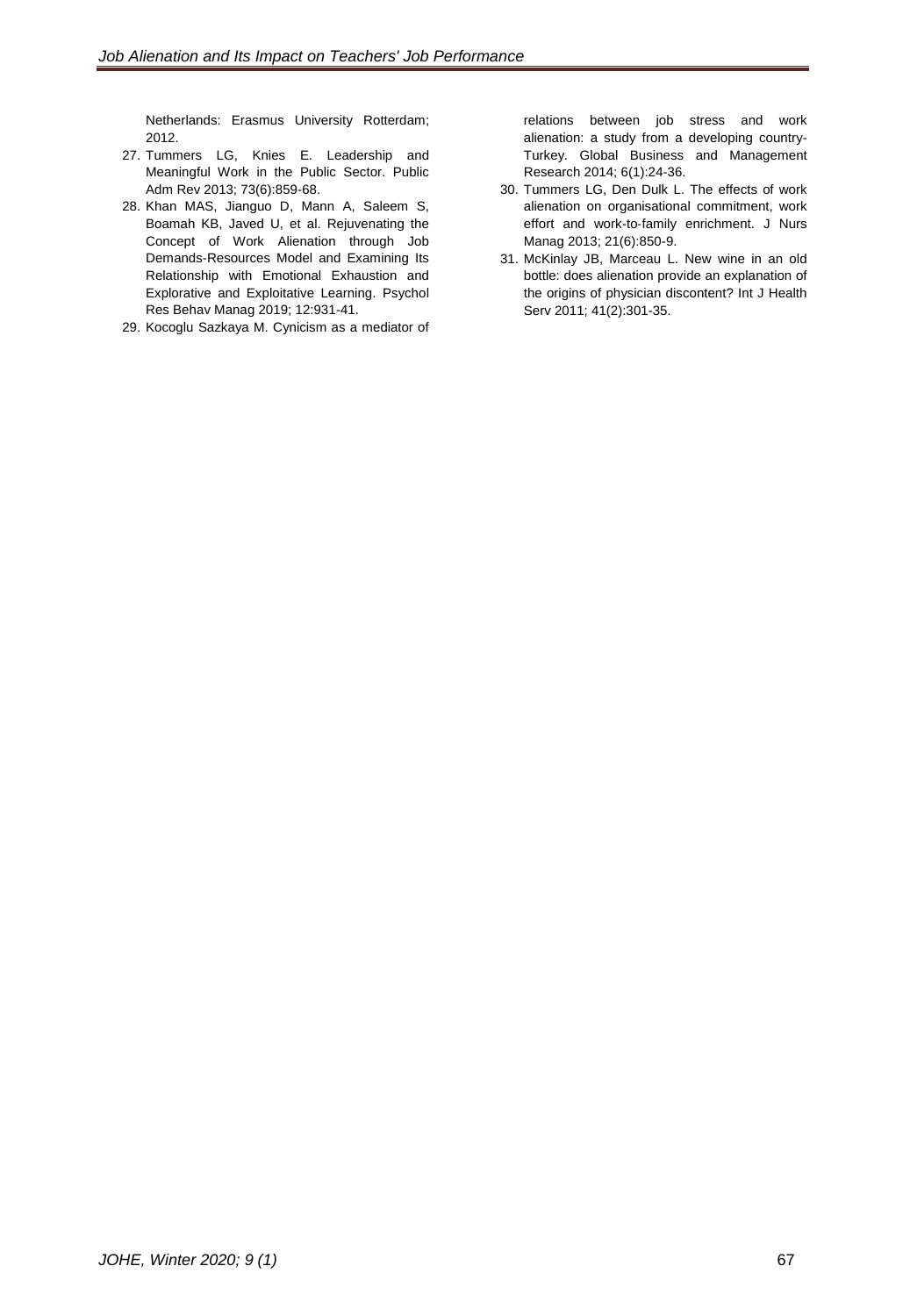Netherlands: Erasmus University Rotterdam; 2012.

27. Tummers LG, Knies E. Leadership and Meaningful Work in the Public Sector. Public Adm Rev 2013; 73(6):859-68.
28. Khan MAS, Jianguo D, Mann A, Saleem S, Boamah KB, Javed U, et al. Rejuvenating the Concept of Work Alienation through Job Demands-Resources Model and Examining Its Relationship with Emotional Exhaustion and Explorative and Exploitative Learning. Psychol Res Behav Manag 2019; 12:931-41.
29. Kocoglu Sazkaya M. Cynicism as a mediator of relations between job stress and work alienation: a study from a developing country-Turkey. Global Business and Management Research 2014; 6(1):24-36.
30. Tummers LG, Den Dulk L. The effects of work alienation on organisational commitment, work effort and work-to-family enrichment. J Nurs Manag 2013; 21(6):850-9.
31. McKinlay JB, Marceau L. New wine in an old bottle: does alienation provide an explanation of the origins of physician discontent? Int J Health Serv 2011; 41(2):301-35.